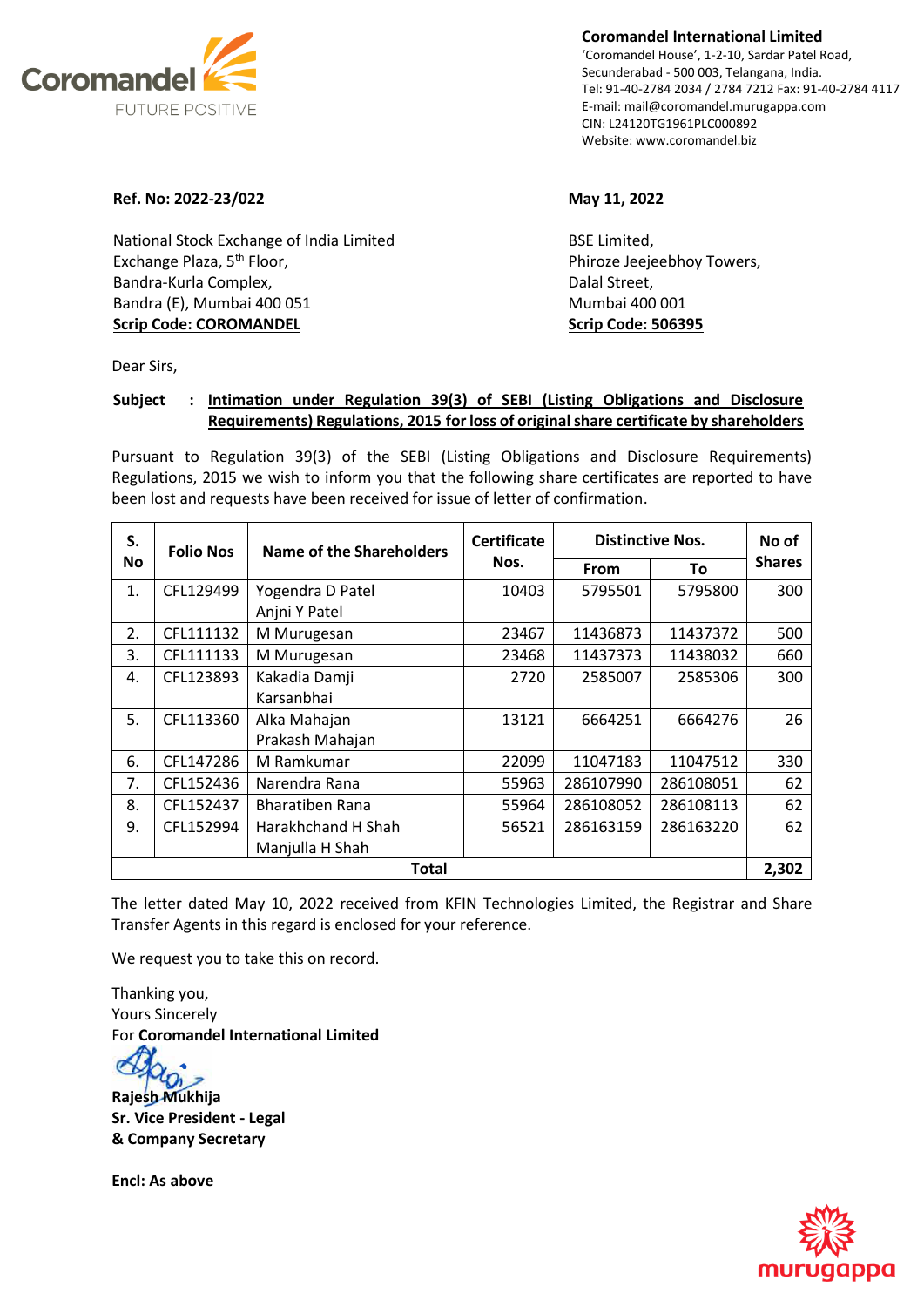**Coromandel International Limited**
'Coromandel House', 1-2-10, Sardar Patel Road,
Secunderabad - 500 003, Telangana, India.
Tel: 91-40-2784 2034 / 2784 7212 Fax: 91-40-2784 4117
E-mail: mail@coromandel.murugappa.com
CIN: L24120TG1961PLC000892
Website: www.coromandel.biz

**Ref. No: 2022-23/022**

**May 11, 2022**

National Stock Exchange of India Limited
Exchange Plaza, 5th Floor,
Bandra-Kurla Complex,
Bandra (E), Mumbai 400 051
**Scrip Code: COROMANDEL**

BSE Limited,
Phiroze Jeejeebhoy Towers,
Dalal Street,
Mumbai 400 001
**Scrip Code: 506395**

Dear Sirs,

**Subject : Intimation under Regulation 39(3) of SEBI (Listing Obligations and Disclosure Requirements) Regulations, 2015 for loss of original share certificate by shareholders**

Pursuant to Regulation 39(3) of the SEBI (Listing Obligations and Disclosure Requirements) Regulations, 2015 we wish to inform you that the following share certificates are reported to have been lost and requests have been received for issue of letter of confirmation.

| S. No | Folio Nos | Name of the Shareholders | Certificate Nos. | Distinctive Nos. | | No of Shares |
|---|---|---|---|---|---|---|
| | | | | From | To | |
| 1. | CFL129499 | Yogendra D Patel<br>Anjni Y Patel | 10403 | 5795501 | 5795800 | 300 |
| 2. | CFL111132 | M Murugesan | 23467 | 11436873 | 11437372 | 500 |
| 3. | CFL111133 | M Murugesan | 23468 | 11437373 | 11438032 | 660 |
| 4. | CFL123893 | Kakadia Damji Karsanbhai | 2720 | 2585007 | 2585306 | 300 |
| 5. | CFL113360 | Alka Mahajan<br>Prakash Mahajan | 13121 | 6664251 | 6664276 | 26 |
| 6. | CFL147286 | M Ramkumar | 22099 | 11047183 | 11047512 | 330 |
| 7. | CFL152436 | Narendra Rana | 55963 | 286107990 | 286108051 | 62 |
| 8. | CFL152437 | Bharatiben Rana | 55964 | 286108052 | 286108113 | 62 |
| 9. | CFL152994 | Harakhchand H Shah<br>Manjulla H Shah | 56521 | 286163159 | 286163220 | 62 |
| **Total** | | | | | | **2,302** |

The letter dated May 10, 2022 received from KFIN Technologies Limited, the Registrar and Share Transfer Agents in this regard is enclosed for your reference.

We request you to take this on record.

Thanking you,
Yours Sincerely
For **Coromandel International Limited**

**Rajesh Mukhija**
**Sr. Vice President - Legal**
**& Company Secretary**

**Encl: As above**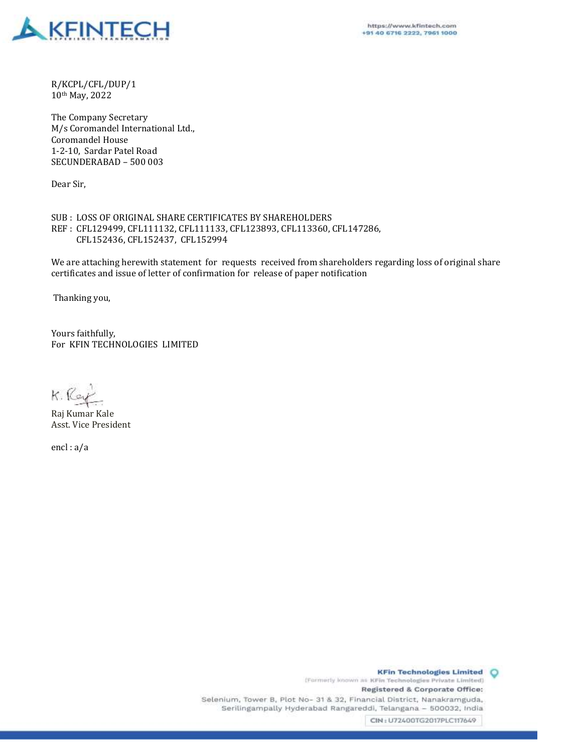R/KCPL/CFL/DUP/1
10th May, 2022

The Company Secretary
M/s Coromandel International Ltd.,
Coromandel House
1-2-10, Sardar Patel Road
SECUNDERABAD – 500 003

Dear Sir,

SUB : LOSS OF ORIGINAL SHARE CERTIFICATES BY SHAREHOLDERS
REF : CFL129499, CFL111132, CFL111133, CFL123893, CFL113360, CFL147286, CFL152436, CFL152437, CFL152994

We are attaching herewith statement for requests received from shareholders regarding loss of original share certificates and issue of letter of confirmation for release of paper notification

Thanking you,

Yours faithfully,
For KFIN TECHNOLOGIES LIMITED

K. Raj

Raj Kumar Kale
Asst. Vice President

encl : a/a

**KFin Technologies Limited**
(Formerly known as KFin Technologies Private Limited)
**Registered & Corporate Office:**
Selenium, Tower B, Plot No- 31 & 32, Financial District, Nanakramguda, Serilingampally Hyderabad Rangareddi, Telangana – 500032, India
CIN : U72400TG2017PLC117649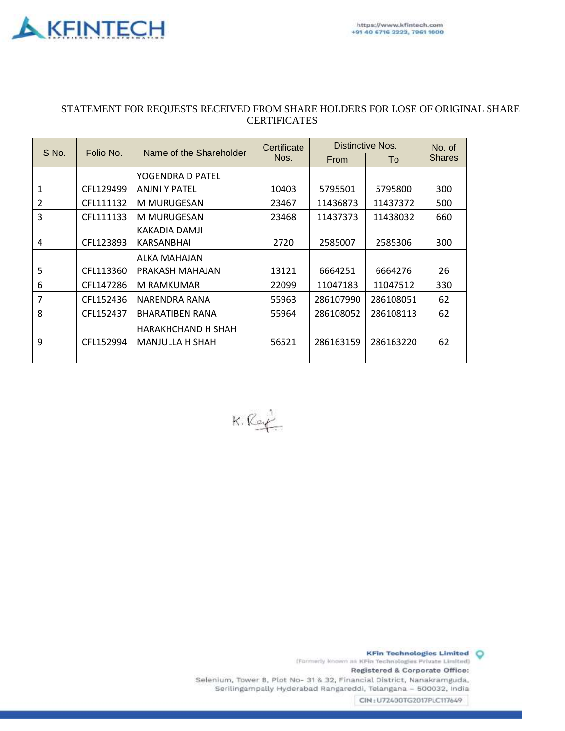STATEMENT FOR REQUESTS RECEIVED FROM SHARE HOLDERS FOR LOSE OF ORIGINAL SHARE CERTIFICATES

| S No. | Folio No. | Name of the Shareholder | Certificate Nos. | Distinctive Nos. | | No. of Shares |
|---|---|---|---|---|---|---|
| | | | | From | To | |
| 1 | CFL129499 | YOGENDRA D PATEL ANJNI Y PATEL | 10403 | 5795501 | 5795800 | 300 |
| 2 | CFL111132 | M MURUGESAN | 23467 | 11436873 | 11437372 | 500 |
| 3 | CFL111133 | M MURUGESAN | 23468 | 11437373 | 11438032 | 660 |
| 4 | CFL123893 | KAKADIA DAMJI KARSANBHAI | 2720 | 2585007 | 2585306 | 300 |
| 5 | CFL113360 | ALKA MAHAJAN PRAKASH MAHAJAN | 13121 | 6664251 | 6664276 | 26 |
| 6 | CFL147286 | M RAMKUMAR | 22099 | 11047183 | 11047512 | 330 |
| 7 | CFL152436 | NARENDRA RANA | 55963 | 286107990 | 286108051 | 62 |
| 8 | CFL152437 | BHARATIBEN RANA | 55964 | 286108052 | 286108113 | 62 |
| 9 | CFL152994 | HARAKHCHAND H SHAH MANJULLA H SHAH | 56521 | 286163159 | 286163220 | 62 |
| | | | | | | |

K. Raj